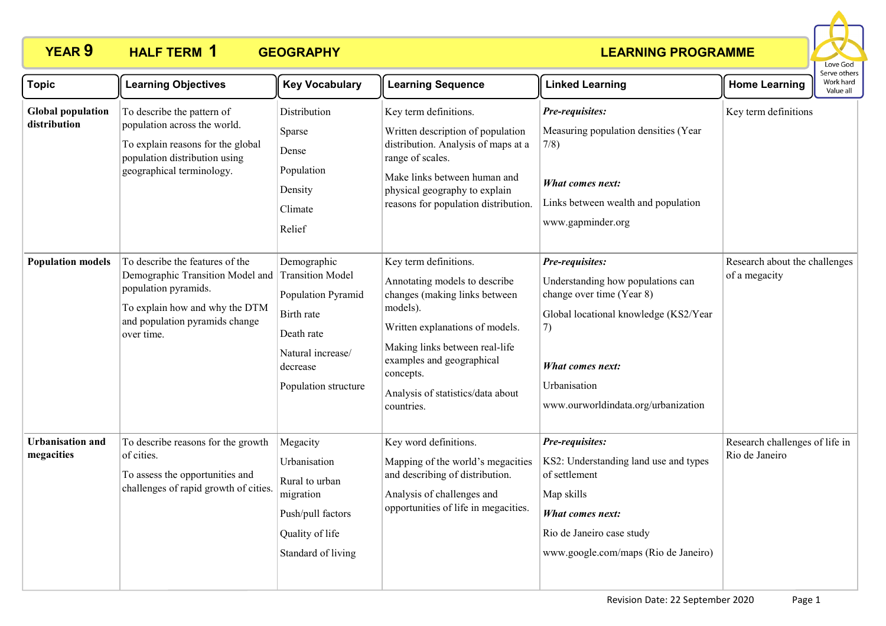# YEAR 9 HALF TERM 1 GEOGRAPHY LEARNING PROGRAMME

Love God
Serve others
Work hard
Value all

| Topic | Learning Objectives | Key Vocabulary | Learning Sequence | Linked Learning | Home Learning |
|---|---|---|---|---|---|
| **Global population distribution** | To describe the pattern of population across the world.<br>To explain reasons for the global population distribution using geographical terminology. | Distribution<br>Sparse<br>Dense<br>Population<br>Density<br>Climate<br>Relief | Key term definitions.<br>Written description of population distribution. Analysis of maps at a range of scales.<br>Make links between human and physical geography to explain reasons for population distribution. | ***Pre-requisites:***<br>Measuring population densities (Year 7/8)<br>***What comes next:***<br>Links between wealth and population<br>www.gapminder.org | Key term definitions |
| **Population models** | To describe the features of the Demographic Transition Model and population pyramids.<br>To explain how and why the DTM and population pyramids change over time. | Demographic Transition Model<br>Population Pyramid<br>Birth rate<br>Death rate<br>Natural increase/ decrease<br>Population structure | Key term definitions.<br>Annotating models to describe changes (making links between models).<br>Written explanations of models.<br>Making links between real-life examples and geographical concepts.<br>Analysis of statistics/data about countries. | ***Pre-requisites:***<br>Understanding how populations can change over time (Year 8)<br>Global locational knowledge (KS2/Year 7)<br>***What comes next:***<br>Urbanisation<br>www.ourworldindata.org/urbanization | Research about the challenges of a megacity |
| **Urbanisation and megacities** | To describe reasons for the growth of cities.<br>To assess the opportunities and challenges of rapid growth of cities. | Megacity<br>Urbanisation<br>Rural to urban migration<br>Push/pull factors<br>Quality of life<br>Standard of living | Key word definitions.<br>Mapping of the world's megacities and describing of distribution.<br>Analysis of challenges and opportunities of life in megacities. | ***Pre-requisites:***<br>KS2: Understanding land use and types of settlement<br>Map skills<br>***What comes next:***<br>Rio de Janeiro case study<br>www.google.com/maps (Rio de Janeiro) | Research challenges of life in Rio de Janeiro |

Revision Date: 22 September 2020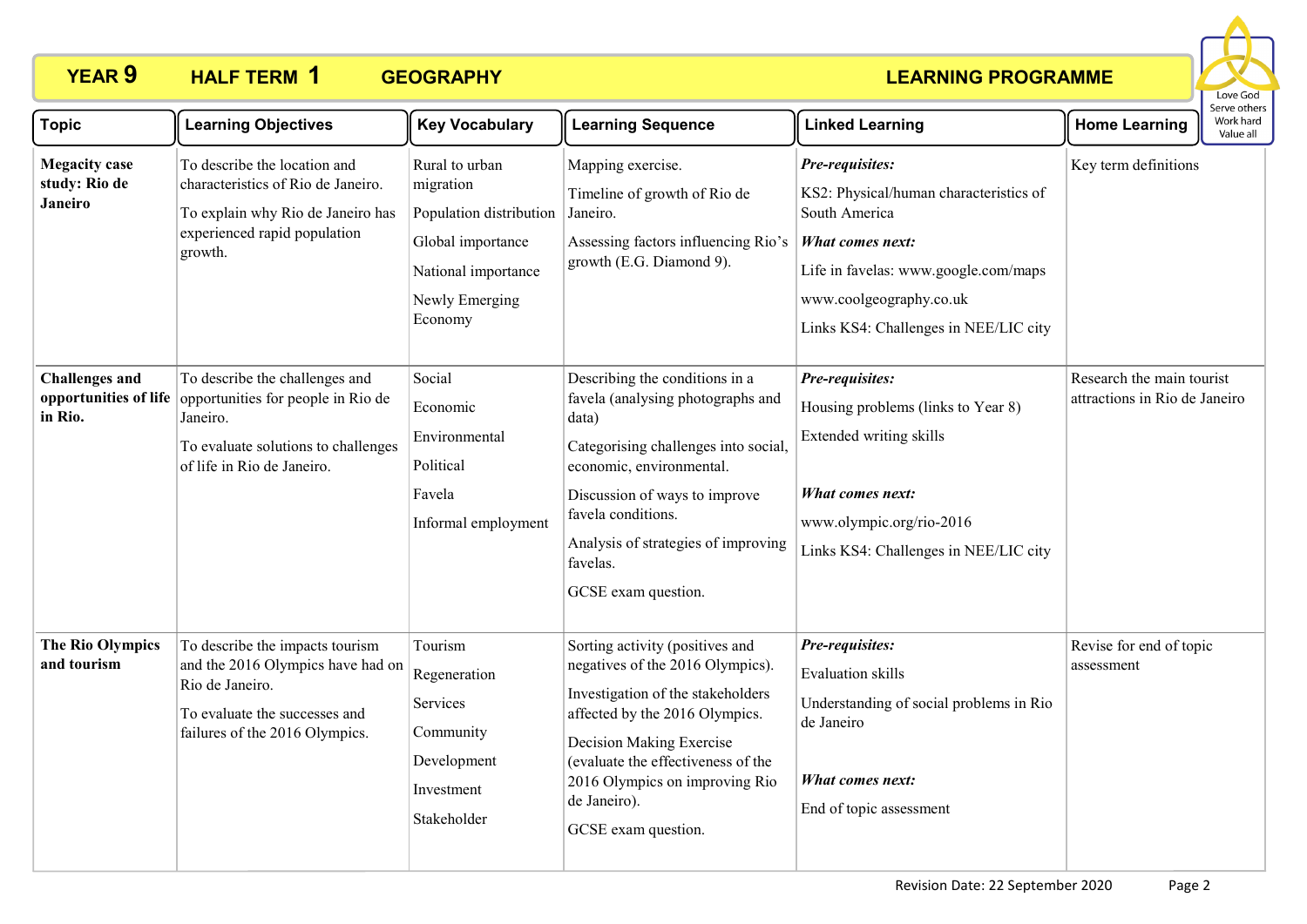# YEAR 9 HALF TERM 1 GEOGRAPHY LEARNING PROGRAMME

Love God
Serve others
Work hard
Value all

| Topic | Learning Objectives | Key Vocabulary | Learning Sequence | Linked Learning | Home Learning |
|---|---|---|---|---|---|
| **Megacity case study: Rio de Janeiro** | To describe the location and characteristics of Rio de Janeiro.<br>To explain why Rio de Janeiro has experienced rapid population growth. | Rural to urban migration<br>Population distribution<br>Global importance<br>National importance<br>Newly Emerging Economy | Mapping exercise.<br>Timeline of growth of Rio de Janeiro.<br>Assessing factors influencing Rio's growth (E.G. Diamond 9). | ***Pre-requisites:***<br>KS2: Physical/human characteristics of South America<br>***What comes next:***<br>Life in favelas: www.google.com/maps<br>www.coolgeography.co.uk<br>Links KS4: Challenges in NEE/LIC city | Key term definitions |
| **Challenges and opportunities of life in Rio.** | To describe the challenges and opportunities for people in Rio de Janeiro.<br>To evaluate solutions to challenges of life in Rio de Janeiro. | Social<br>Economic<br>Environmental<br>Political<br>Favela<br>Informal employment | Describing the conditions in a favela (analysing photographs and data)<br>Categorising challenges into social, economic, environmental.<br>Discussion of ways to improve favela conditions.<br>Analysis of strategies of improving favelas.<br>GCSE exam question. | ***Pre-requisites:***<br>Housing problems (links to Year 8)<br>Extended writing skills<br>***What comes next:***<br>www.olympic.org/rio-2016<br>Links KS4: Challenges in NEE/LIC city | Research the main tourist attractions in Rio de Janeiro |
| **The Rio Olympics and tourism** | To describe the impacts tourism and the 2016 Olympics have had on Rio de Janeiro.<br>To evaluate the successes and failures of the 2016 Olympics. | Tourism<br>Regeneration<br>Services<br>Community<br>Development<br>Investment<br>Stakeholder | Sorting activity (positives and negatives of the 2016 Olympics).<br>Investigation of the stakeholders affected by the 2016 Olympics.<br>Decision Making Exercise (evaluate the effectiveness of the 2016 Olympics on improving Rio de Janeiro).<br>GCSE exam question. | ***Pre-requisites:***<br>Evaluation skills<br>Understanding of social problems in Rio de Janeiro<br>***What comes next:***<br>End of topic assessment | Revise for end of topic assessment |

Revision Date: 22 September 2020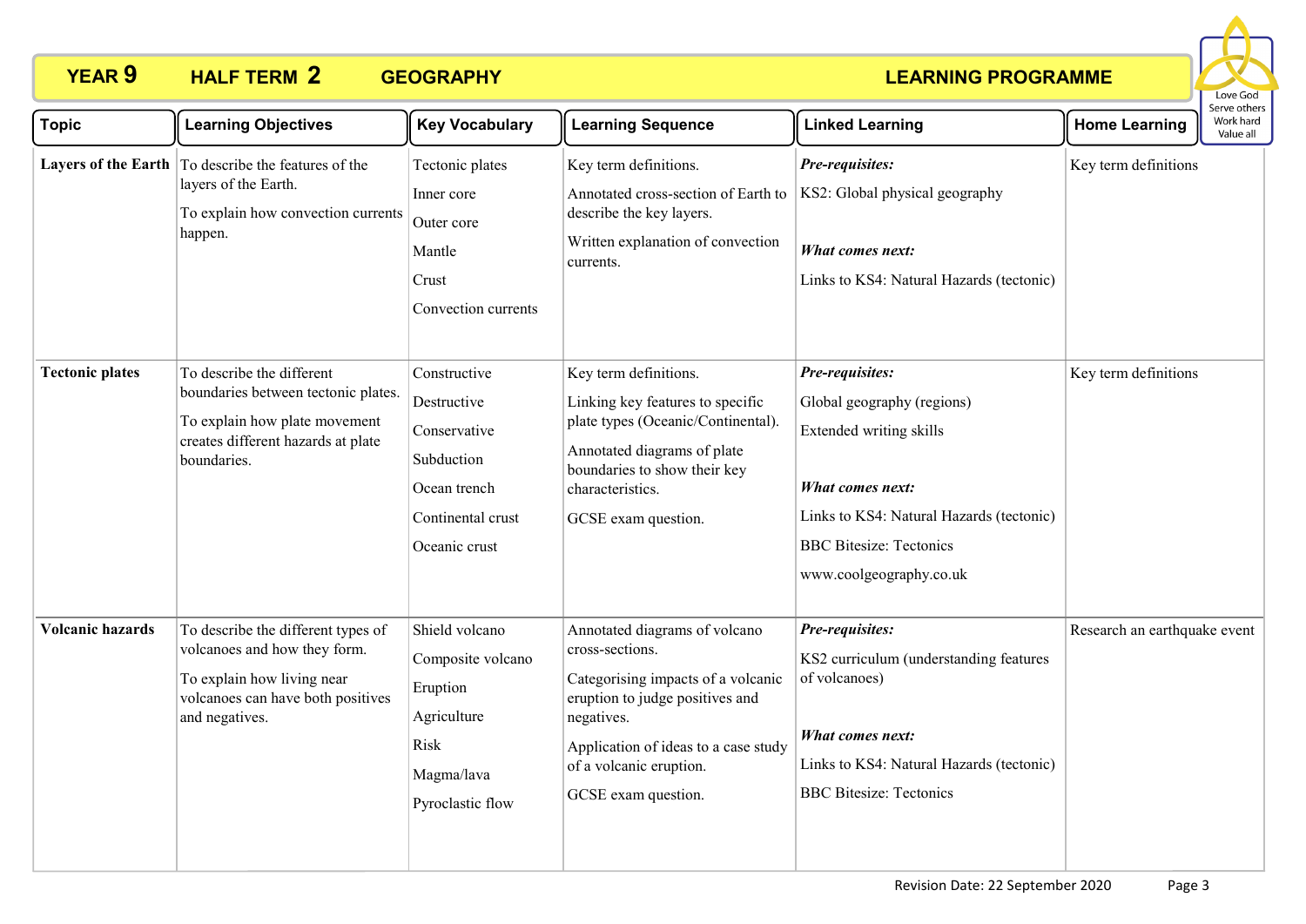**YEAR 9 HALF TERM 2 GEOGRAPHY LEARNING PROGRAMME**

Love God
Serve others
Work hard
Value all

| Topic | Learning Objectives | Key Vocabulary | Learning Sequence | Linked Learning | Home Learning |
|---|---|---|---|---|---|
| **Layers of the Earth** | To describe the features of the layers of the Earth.<br><br>To explain how convection currents happen. | Tectonic plates<br>Inner core<br>Outer core<br>Mantle<br>Crust<br>Convection currents | Key term definitions.<br><br>Annotated cross-section of Earth to describe the key layers.<br><br>Written explanation of convection currents. | ***Pre-requisites:***<br>KS2: Global physical geography<br><br>***What comes next:***<br>Links to KS4: Natural Hazards (tectonic) | Key term definitions |
| **Tectonic plates** | To describe the different boundaries between tectonic plates.<br><br>To explain how plate movement creates different hazards at plate boundaries. | Constructive<br>Destructive<br>Conservative<br>Subduction<br>Ocean trench<br>Continental crust<br>Oceanic crust | Key term definitions.<br><br>Linking key features to specific plate types (Oceanic/Continental).<br><br>Annotated diagrams of plate boundaries to show their key characteristics.<br><br>GCSE exam question. | ***Pre-requisites:***<br>Global geography (regions)<br>Extended writing skills<br><br>***What comes next:***<br>Links to KS4: Natural Hazards (tectonic)<br>BBC Bitesize: Tectonics<br>www.coolgeography.co.uk | Key term definitions |
| **Volcanic hazards** | To describe the different types of volcanoes and how they form.<br><br>To explain how living near volcanoes can have both positives and negatives. | Shield volcano<br>Composite volcano<br>Eruption<br>Agriculture<br>Risk<br>Magma/lava<br>Pyroclastic flow | Annotated diagrams of volcano cross-sections.<br><br>Categorising impacts of a volcanic eruption to judge positives and negatives.<br><br>Application of ideas to a case study of a volcanic eruption.<br><br>GCSE exam question. | ***Pre-requisites:***<br>KS2 curriculum (understanding features of volcanoes)<br><br>***What comes next:***<br>Links to KS4: Natural Hazards (tectonic)<br>BBC Bitesize: Tectonics | Research an earthquake event |

Revision Date: 22 September 2020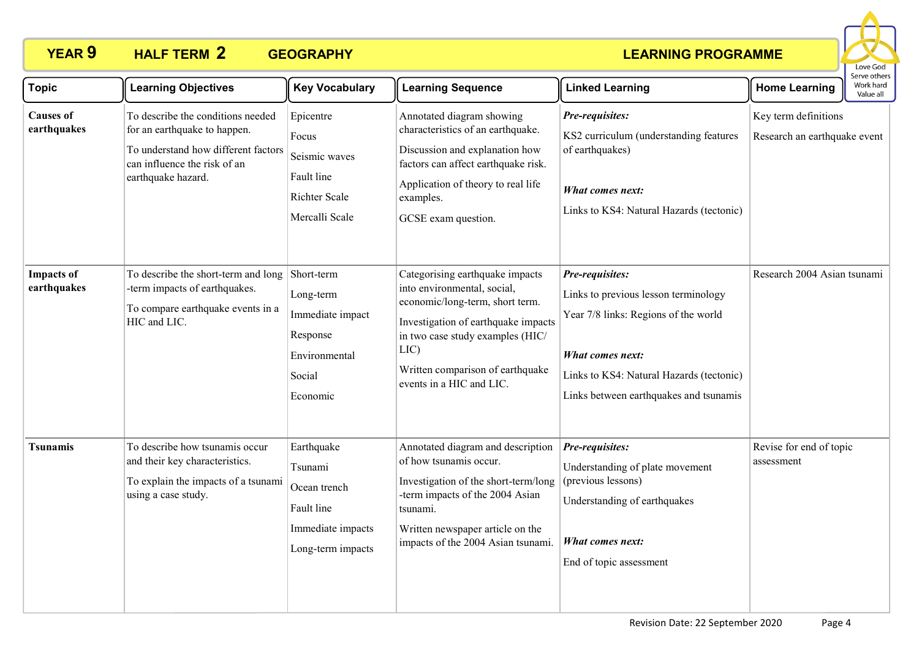# YEAR 9 HALF TERM 2 GEOGRAPHY LEARNING PROGRAMME

Love God
Serve others
Work hard
Value all

| Topic | Learning Objectives | Key Vocabulary | Learning Sequence | Linked Learning | Home Learning |
|---|---|---|---|---|---|
| **Causes of earthquakes** | To describe the conditions needed for an earthquake to happen.<br>To understand how different factors can influence the risk of an earthquake hazard. | Epicentre<br>Focus<br>Seismic waves<br>Fault line<br>Richter Scale<br>Mercalli Scale | Annotated diagram showing characteristics of an earthquake.<br>Discussion and explanation how factors can affect earthquake risk.<br>Application of theory to real life examples.<br>GCSE exam question. | ***Pre-requisites:***<br>KS2 curriculum (understanding features of earthquakes)<br>***What comes next:***<br>Links to KS4: Natural Hazards (tectonic) | Key term definitions<br>Research an earthquake event |
| **Impacts of earthquakes** | To describe the short-term and long-term impacts of earthquakes.<br>To compare earthquake events in a HIC and LIC. | Short-term<br>Long-term<br>Immediate impact<br>Response<br>Environmental<br>Social<br>Economic | Categorising earthquake impacts into environmental, social, economic/long-term, short term.<br>Investigation of earthquake impacts in two case study examples (HIC/LIC)<br>Written comparison of earthquake events in a HIC and LIC. | ***Pre-requisites:***<br>Links to previous lesson terminology<br>Year 7/8 links: Regions of the world<br>***What comes next:***<br>Links to KS4: Natural Hazards (tectonic)<br>Links between earthquakes and tsunamis | Research 2004 Asian tsunami |
| **Tsunamis** | To describe how tsunamis occur and their key characteristics.<br>To explain the impacts of a tsunami using a case study. | Earthquake<br>Tsunami<br>Ocean trench<br>Fault line<br>Immediate impacts<br>Long-term impacts | Annotated diagram and description of how tsunamis occur.<br>Investigation of the short-term/long-term impacts of the 2004 Asian tsunami.<br>Written newspaper article on the impacts of the 2004 Asian tsunami. | ***Pre-requisites:***<br>Understanding of plate movement (previous lessons)<br>Understanding of earthquakes<br>***What comes next:***<br>End of topic assessment | Revise for end of topic assessment |

Revision Date: 22 September 2020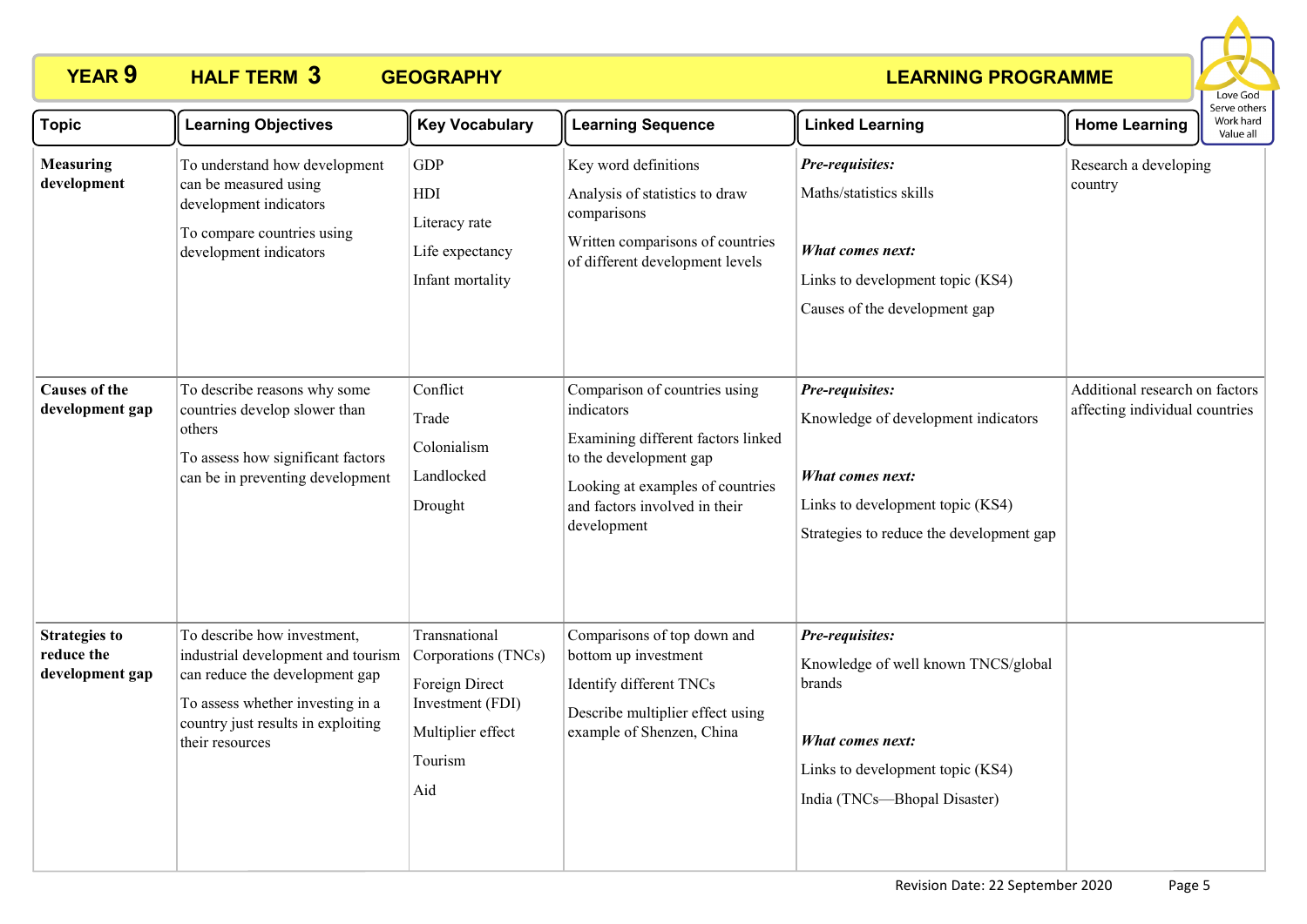# YEAR 9 HALF TERM 3 GEOGRAPHY LEARNING PROGRAMME

Love God
Serve others
Work hard
Value all

| Topic | Learning Objectives | Key Vocabulary | Learning Sequence | Linked Learning | Home Learning |
|---|---|---|---|---|---|
| **Measuring development** | To understand how development can be measured using development indicators<br>To compare countries using development indicators | GDP<br>HDI<br>Literacy rate<br>Life expectancy<br>Infant mortality | Key word definitions<br>Analysis of statistics to draw comparisons<br>Written comparisons of countries of different development levels | ***Pre-requisites:***<br>Maths/statistics skills<br>***What comes next:***<br>Links to development topic (KS4)<br>Causes of the development gap | Research a developing country |
| **Causes of the development gap** | To describe reasons why some countries develop slower than others<br>To assess how significant factors can be in preventing development | Conflict<br>Trade<br>Colonialism<br>Landlocked<br>Drought | Comparison of countries using indicators<br>Examining different factors linked to the development gap<br>Looking at examples of countries and factors involved in their development | ***Pre-requisites:***<br>Knowledge of development indicators<br>***What comes next:***<br>Links to development topic (KS4)<br>Strategies to reduce the development gap | Additional research on factors affecting individual countries |
| **Strategies to reduce the development gap** | To describe how investment, industrial development and tourism can reduce the development gap<br>To assess whether investing in a country just results in exploiting their resources | Transnational Corporations (TNCs)<br>Foreign Direct Investment (FDI)<br>Multiplier effect<br>Tourism<br>Aid | Comparisons of top down and bottom up investment<br>Identify different TNCs<br>Describe multiplier effect using example of Shenzen, China | ***Pre-requisites:***<br>Knowledge of well known TNCS/global brands<br>***What comes next:***<br>Links to development topic (KS4)<br>India (TNCs—Bhopal Disaster) | |

Revision Date: 22 September 2020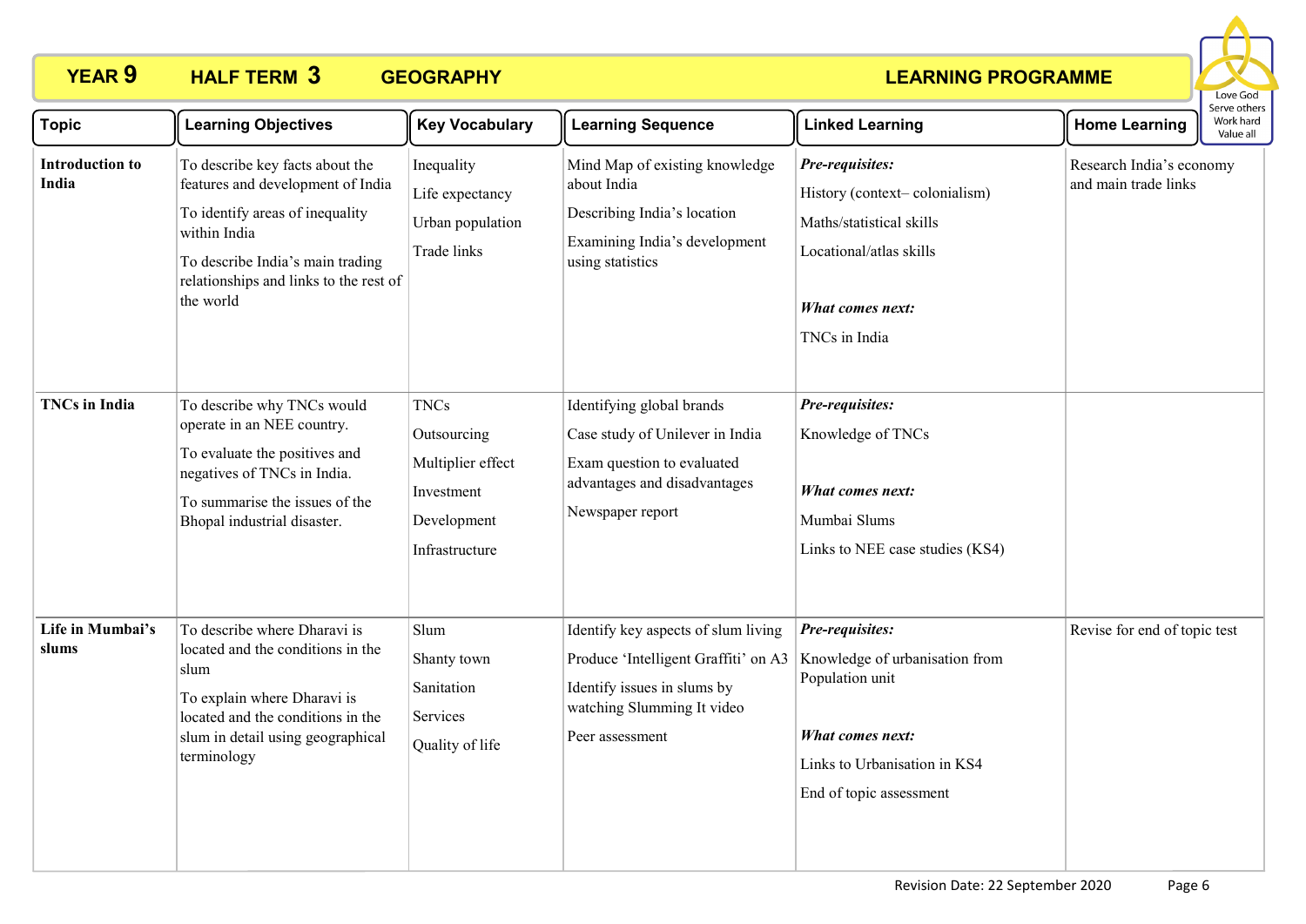# YEAR 9 HALF TERM 3 GEOGRAPHY LEARNING PROGRAMME

Love God
Serve others
Work hard
Value all

| Topic | Learning Objectives | Key Vocabulary | Learning Sequence | Linked Learning | Home Learning |
|---|---|---|---|---|---|
| **Introduction to India** | To describe key facts about the features and development of India<br>To identify areas of inequality within India<br>To describe India's main trading relationships and links to the rest of the world | Inequality<br>Life expectancy<br>Urban population<br>Trade links | Mind Map of existing knowledge about India<br>Describing India's location<br>Examining India's development using statistics | ***Pre-requisites:***<br>History (context– colonialism)<br>Maths/statistical skills<br>Locational/atlas skills<br><br>***What comes next:***<br>TNCs in India | Research India's economy and main trade links |
| **TNCs in India** | To describe why TNCs would operate in an NEE country.<br>To evaluate the positives and negatives of TNCs in India.<br>To summarise the issues of the Bhopal industrial disaster. | TNCs<br>Outsourcing<br>Multiplier effect<br>Investment<br>Development<br>Infrastructure | Identifying global brands<br>Case study of Unilever in India<br>Exam question to evaluated advantages and disadvantages<br>Newspaper report | ***Pre-requisites:***<br>Knowledge of TNCs<br><br>***What comes next:***<br>Mumbai Slums<br>Links to NEE case studies (KS4) | |
| **Life in Mumbai's slums** | To describe where Dharavi is located and the conditions in the slum<br>To explain where Dharavi is located and the conditions in the slum in detail using geographical terminology | Slum<br>Shanty town<br>Sanitation<br>Services<br>Quality of life | Identify key aspects of slum living<br>Produce 'Intelligent Graffiti' on A3<br>Identify issues in slums by watching Slumming It video<br>Peer assessment | ***Pre-requisites:***<br>Knowledge of urbanisation from Population unit<br><br>***What comes next:***<br>Links to Urbanisation in KS4<br>End of topic assessment | Revise for end of topic test |

Revision Date: 22 September 2020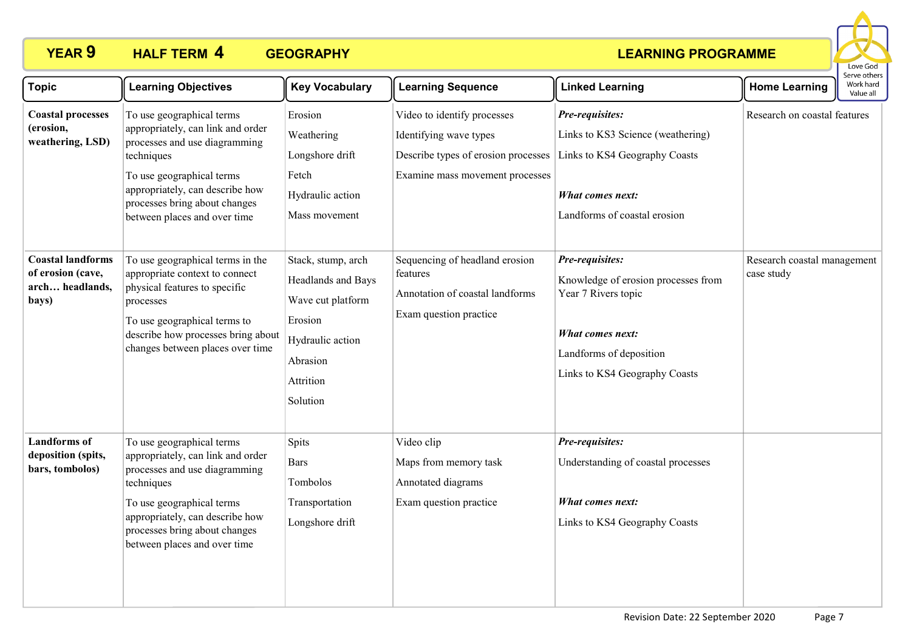# YEAR 9 HALF TERM 4 GEOGRAPHY LEARNING PROGRAMME

Love God
Serve others
Work hard
Value all

| Topic | Learning Objectives | Key Vocabulary | Learning Sequence | Linked Learning | Home Learning |
|---|---|---|---|---|---|
| **Coastal processes (erosion, weathering, LSD)** | To use geographical terms appropriately, can link and order processes and use diagramming techniques<br><br>To use geographical terms appropriately, can describe how processes bring about changes between places and over time | Erosion<br>Weathering<br>Longshore drift<br>Fetch<br>Hydraulic action<br>Mass movement | Video to identify processes<br>Identifying wave types<br>Describe types of erosion processes<br>Examine mass movement processes | ***Pre-requisites:***<br>Links to KS3 Science (weathering)<br>Links to KS4 Geography Coasts<br><br>***What comes next:***<br>Landforms of coastal erosion | Research on coastal features |
| **Coastal landforms of erosion (cave, arch… headlands, bays)** | To use geographical terms in the appropriate context to connect physical features to specific processes<br><br>To use geographical terms to describe how processes bring about changes between places over time | Stack, stump, arch<br>Headlands and Bays<br>Wave cut platform<br>Erosion<br>Hydraulic action<br>Abrasion<br>Attrition<br>Solution | Sequencing of headland erosion features<br>Annotation of coastal landforms<br>Exam question practice | ***Pre-requisites:***<br>Knowledge of erosion processes from Year 7 Rivers topic<br><br>***What comes next:***<br>Landforms of deposition<br>Links to KS4 Geography Coasts | Research coastal management case study |
| **Landforms of deposition (spits, bars, tombolos)** | To use geographical terms appropriately, can link and order processes and use diagramming techniques<br><br>To use geographical terms appropriately, can describe how processes bring about changes between places and over time | Spits<br>Bars<br>Tombolos<br>Transportation<br>Longshore drift | Video clip<br>Maps from memory task<br>Annotated diagrams<br>Exam question practice | ***Pre-requisites:***<br>Understanding of coastal processes<br><br>***What comes next:***<br>Links to KS4 Geography Coasts | |

Revision Date: 22 September 2020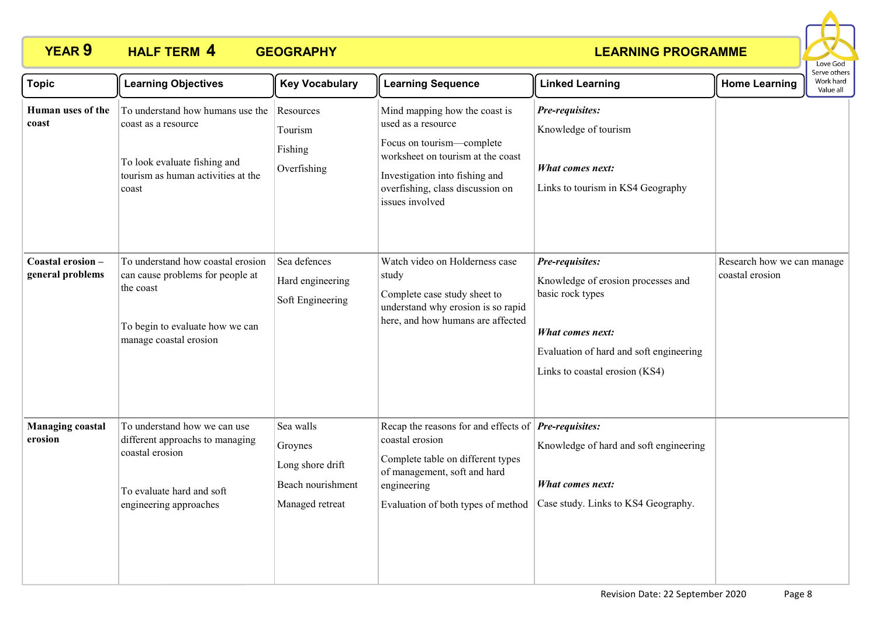# YEAR 9 HALF TERM 4 GEOGRAPHY — LEARNING PROGRAMME

| Topic | Learning Objectives | Key Vocabulary | Learning Sequence | Linked Learning | Home Learning |
|---|---|---|---|---|---|
| **Human uses of the coast** | To understand how humans use the coast as a resource<br><br>To look evaluate fishing and tourism as human activities at the coast | Resources<br>Tourism<br>Fishing<br>Overfishing | Mind mapping how the coast is used as a resource<br>Focus on tourism—complete worksheet on tourism at the coast<br>Investigation into fishing and overfishing, class discussion on issues involved | ***Pre-requisites:***<br>Knowledge of tourism<br><br>***What comes next:***<br>Links to tourism in KS4 Geography | |
| **Coastal erosion – general problems** | To understand how coastal erosion can cause problems for people at the coast<br><br>To begin to evaluate how we can manage coastal erosion | Sea defences<br>Hard engineering<br>Soft Engineering | Watch video on Holderness case study<br>Complete case study sheet to understand why erosion is so rapid here, and how humans are affected | ***Pre-requisites:***<br>Knowledge of erosion processes and basic rock types<br><br>***What comes next:***<br>Evaluation of hard and soft engineering<br>Links to coastal erosion (KS4) | Research how we can manage coastal erosion |
| **Managing coastal erosion** | To understand how we can use different approachs to managing coastal erosion<br><br>To evaluate hard and soft engineering approaches | Sea walls<br>Groynes<br>Long shore drift<br>Beach nourishment<br>Managed retreat | Recap the reasons for and effects of coastal erosion<br>Complete table on different types of management, soft and hard engineering<br>Evaluation of both types of method | ***Pre-requisites:***<br>Knowledge of hard and soft engineering<br><br>***What comes next:***<br>Case study. Links to KS4 Geography. | |

Revision Date: 22 September 2020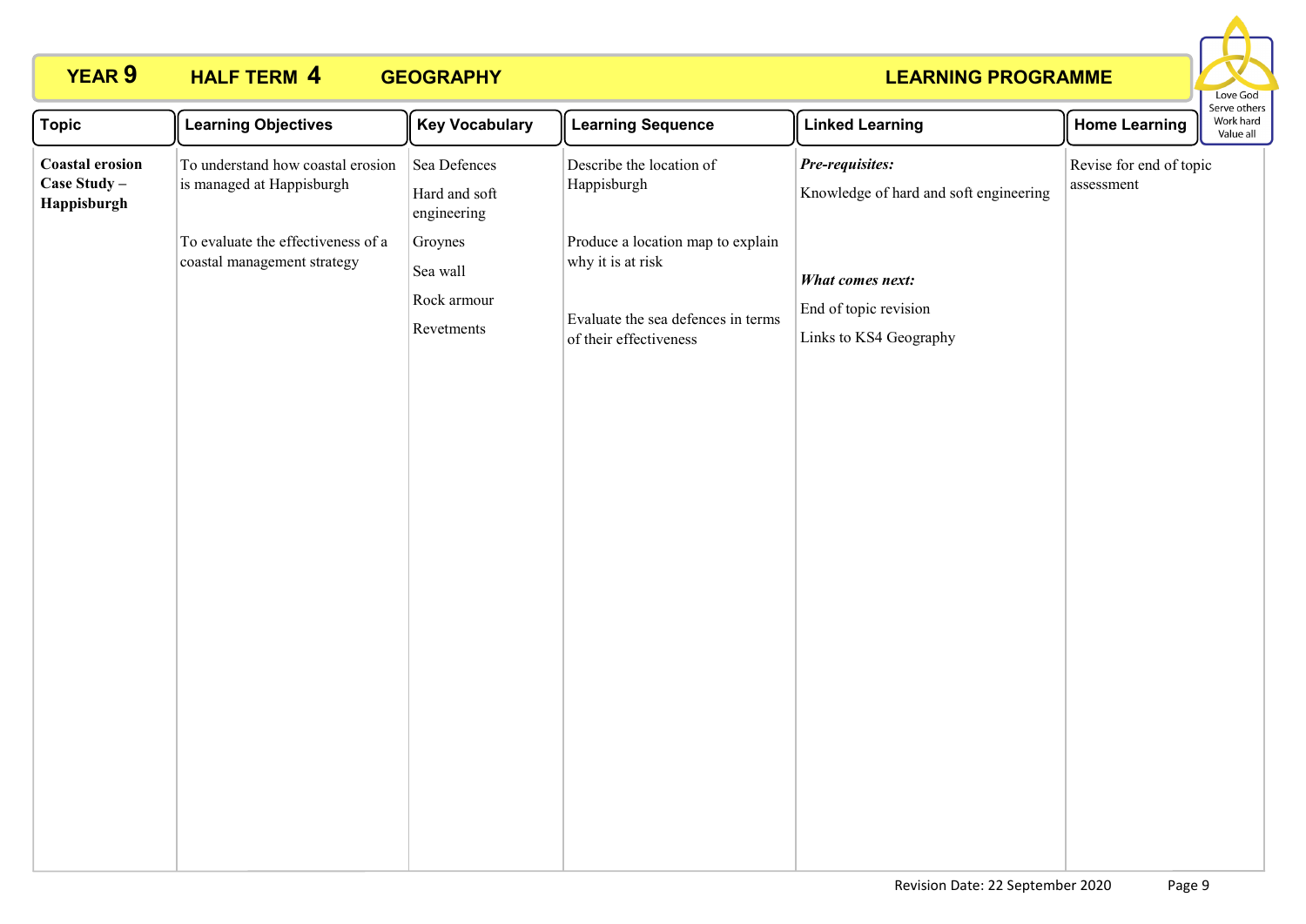**YEAR 9 HALF TERM 4 GEOGRAPHY LEARNING PROGRAMME**

Love God
Serve others
Work hard
Value all

| Topic | Learning Objectives | Key Vocabulary | Learning Sequence | Linked Learning | Home Learning |
|---|---|---|---|---|---|
| **Coastal erosion Case Study – Happisburgh** | To understand how coastal erosion is managed at Happisburgh<br><br>To evaluate the effectiveness of a coastal management strategy | Sea Defences<br><br>Hard and soft engineering<br><br>Groynes<br><br>Sea wall<br><br>Rock armour<br><br>Revetments | Describe the location of Happisburgh<br><br>Produce a location map to explain why it is at risk<br><br>Evaluate the sea defences in terms of their effectiveness | ***Pre-requisites:***<br><br>Knowledge of hard and soft engineering<br><br>***What comes next:***<br><br>End of topic revision<br><br>Links to KS4 Geography | Revise for end of topic assessment |

Revision Date: 22 September 2020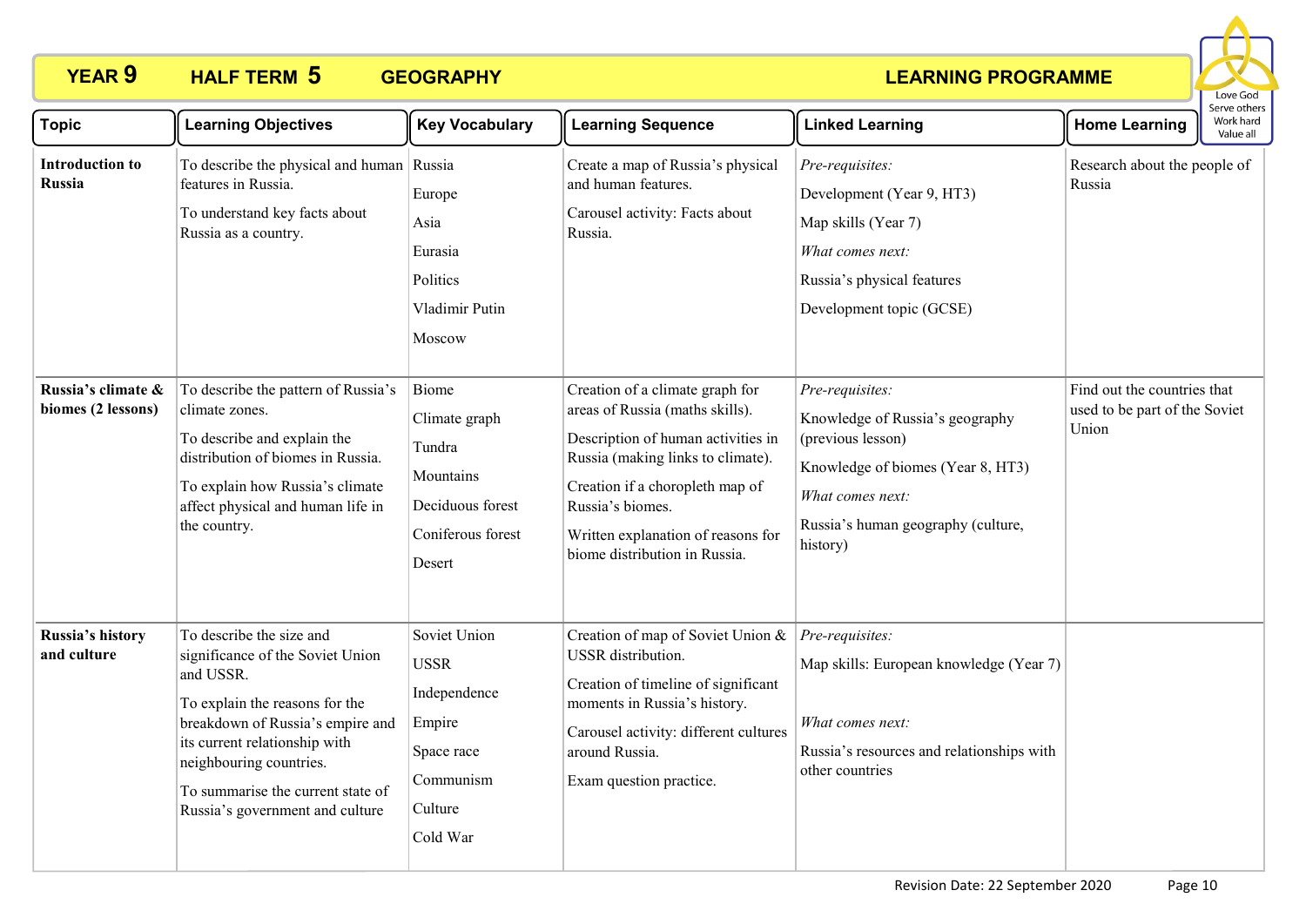# YEAR 9 HALF TERM 5 GEOGRAPHY LEARNING PROGRAMME

Love God
Serve others
Work hard
Value all

| Topic | Learning Objectives | Key Vocabulary | Learning Sequence | Linked Learning | Home Learning |
|---|---|---|---|---|---|
| **Introduction to Russia** | To describe the physical and human features in Russia.<br>To understand key facts about Russia as a country. | Russia<br>Europe<br>Asia<br>Eurasia<br>Politics<br>Vladimir Putin<br>Moscow | Create a map of Russia's physical and human features.<br>Carousel activity: Facts about Russia. | *Pre-requisites:*<br>Development (Year 9, HT3)<br>Map skills (Year 7)<br>*What comes next:*<br>Russia's physical features<br>Development topic (GCSE) | Research about the people of Russia |
| **Russia's climate & biomes (2 lessons)** | To describe the pattern of Russia's climate zones.<br>To describe and explain the distribution of biomes in Russia.<br>To explain how Russia's climate affect physical and human life in the country. | Biome<br>Climate graph<br>Tundra<br>Mountains<br>Deciduous forest<br>Coniferous forest<br>Desert | Creation of a climate graph for areas of Russia (maths skills).<br>Description of human activities in Russia (making links to climate).<br>Creation if a choropleth map of Russia's biomes.<br>Written explanation of reasons for biome distribution in Russia. | *Pre-requisites:*<br>Knowledge of Russia's geography (previous lesson)<br>Knowledge of biomes (Year 8, HT3)<br>*What comes next:*<br>Russia's human geography (culture, history) | Find out the countries that used to be part of the Soviet Union |
| **Russia's history and culture** | To describe the size and significance of the Soviet Union and USSR.<br>To explain the reasons for the breakdown of Russia's empire and its current relationship with neighbouring countries.<br>To summarise the current state of Russia's government and culture | Soviet Union<br>USSR<br>Independence<br>Empire<br>Space race<br>Communism<br>Culture<br>Cold War | Creation of map of Soviet Union & USSR distribution.<br>Creation of timeline of significant moments in Russia's history.<br>Carousel activity: different cultures around Russia.<br>Exam question practice. | *Pre-requisites:*<br>Map skills: European knowledge (Year 7)<br>*What comes next:*<br>Russia's resources and relationships with other countries | |

Revision Date: 22 September 2020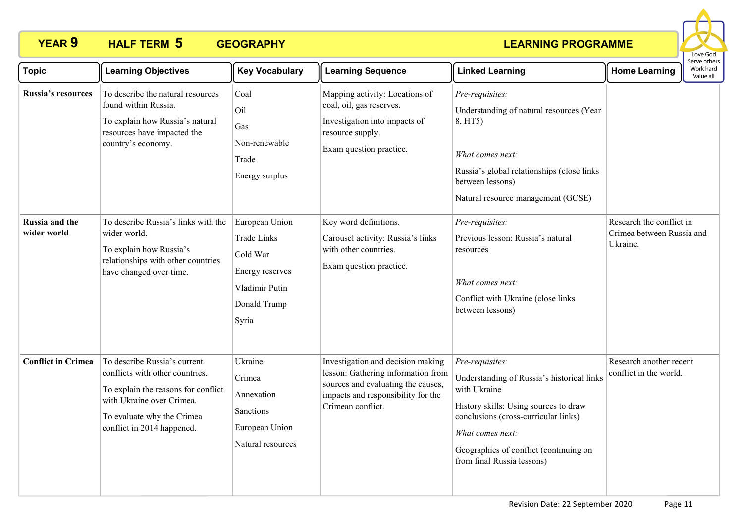# YEAR 9 HALF TERM 5 GEOGRAPHY LEARNING PROGRAMME

Love God
Serve others
Work hard
Value all

| Topic | Learning Objectives | Key Vocabulary | Learning Sequence | Linked Learning | Home Learning |
|---|---|---|---|---|---|
| **Russia's resources** | To describe the natural resources found within Russia.<br>To explain how Russia's natural resources have impacted the country's economy. | Coal<br>Oil<br>Gas<br>Non-renewable<br>Trade<br>Energy surplus | Mapping activity: Locations of coal, oil, gas reserves.<br>Investigation into impacts of resource supply.<br>Exam question practice. | *Pre-requisites:*<br>Understanding of natural resources (Year 8, HT5)<br>*What comes next:*<br>Russia's global relationships (close links between lessons)<br>Natural resource management (GCSE) | |
| **Russia and the wider world** | To describe Russia's links with the wider world.<br>To explain how Russia's relationships with other countries have changed over time. | European Union<br>Trade Links<br>Cold War<br>Energy reserves<br>Vladimir Putin<br>Donald Trump<br>Syria | Key word definitions.<br>Carousel activity: Russia's links with other countries.<br>Exam question practice. | *Pre-requisites:*<br>Previous lesson: Russia's natural resources<br>*What comes next:*<br>Conflict with Ukraine (close links between lessons) | Research the conflict in Crimea between Russia and Ukraine. |
| **Conflict in Crimea** | To describe Russia's current conflicts with other countries.<br>To explain the reasons for conflict with Ukraine over Crimea.<br>To evaluate why the Crimea conflict in 2014 happened. | Ukraine<br>Crimea<br>Annexation<br>Sanctions<br>European Union<br>Natural resources | Investigation and decision making lesson: Gathering information from sources and evaluating the causes, impacts and responsibility for the Crimean conflict. | *Pre-requisites:*<br>Understanding of Russia's historical links with Ukraine<br>History skills: Using sources to draw conclusions (cross-curricular links)<br>*What comes next:*<br>Geographies of conflict (continuing on from final Russia lessons) | Research another recent conflict in the world. |

Revision Date: 22 September 2020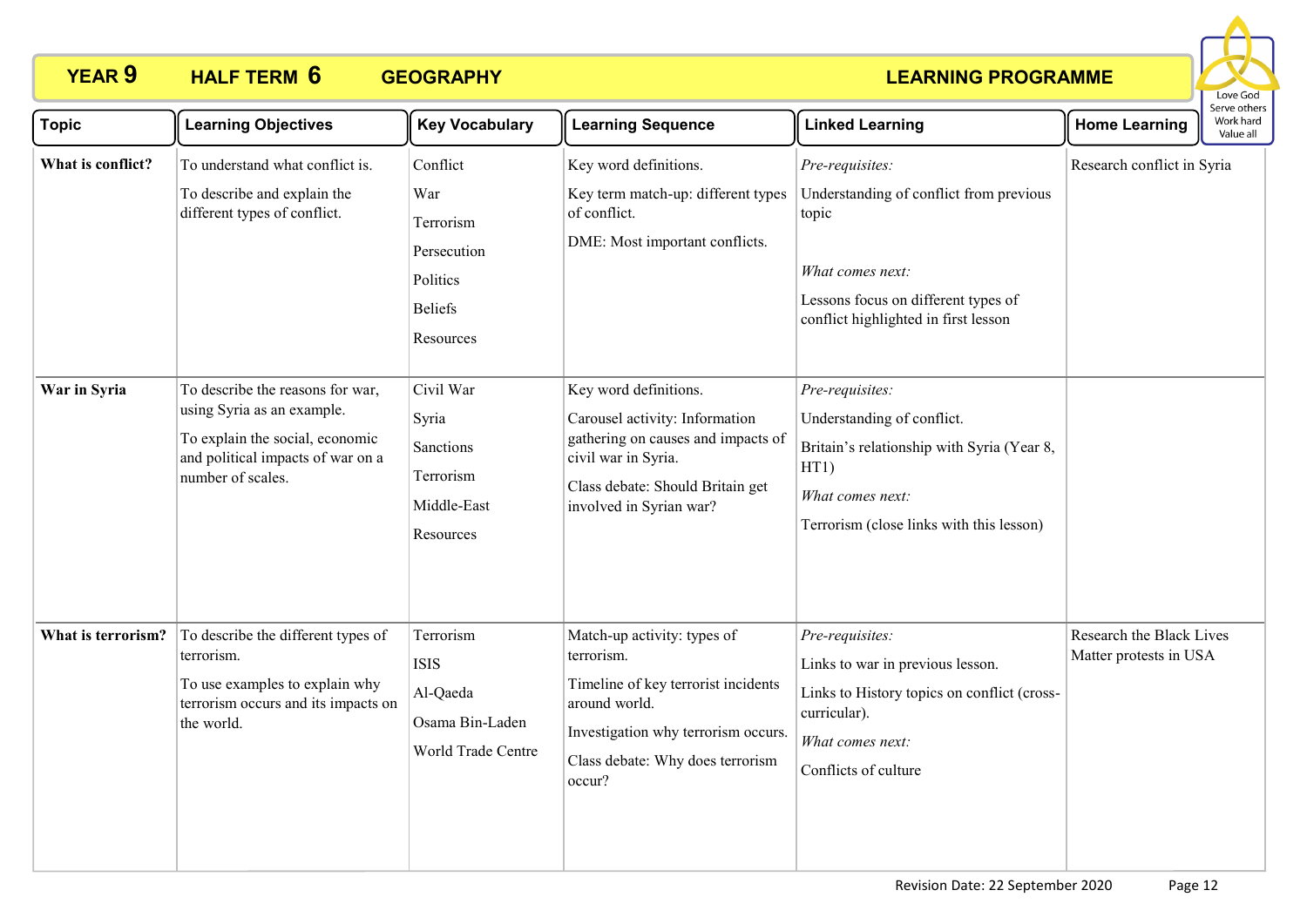# YEAR 9 HALF TERM 6 GEOGRAPHY LEARNING PROGRAMME

| Topic | Learning Objectives | Key Vocabulary | Learning Sequence | Linked Learning | Home Learning |
|---|---|---|---|---|---|
| **What is conflict?** | To understand what conflict is.<br><br>To describe and explain the different types of conflict. | Conflict<br>War<br>Terrorism<br>Persecution<br>Politics<br>Beliefs<br>Resources | Key word definitions.<br><br>Key term match-up: different types of conflict.<br><br>DME: Most important conflicts. | *Pre-requisites:*<br>Understanding of conflict from previous topic<br><br>*What comes next:*<br>Lessons focus on different types of conflict highlighted in first lesson | Research conflict in Syria |
| **War in Syria** | To describe the reasons for war, using Syria as an example.<br><br>To explain the social, economic and political impacts of war on a number of scales. | Civil War<br>Syria<br>Sanctions<br>Terrorism<br>Middle-East<br>Resources | Key word definitions.<br><br>Carousel activity: Information gathering on causes and impacts of civil war in Syria.<br><br>Class debate: Should Britain get involved in Syrian war? | *Pre-requisites:*<br>Understanding of conflict.<br>Britain's relationship with Syria (Year 8, HT1)<br><br>*What comes next:*<br>Terrorism (close links with this lesson) | |
| **What is terrorism?** | To describe the different types of terrorism.<br><br>To use examples to explain why terrorism occurs and its impacts on the world. | Terrorism<br>ISIS<br>Al-Qaeda<br>Osama Bin-Laden<br>World Trade Centre | Match-up activity: types of terrorism.<br><br>Timeline of key terrorist incidents around world.<br><br>Investigation why terrorism occurs.<br><br>Class debate: Why does terrorism occur? | *Pre-requisites:*<br>Links to war in previous lesson.<br>Links to History topics on conflict (cross-curricular).<br><br>*What comes next:*<br>Conflicts of culture | Research the Black Lives Matter protests in USA |

Revision Date: 22 September 2020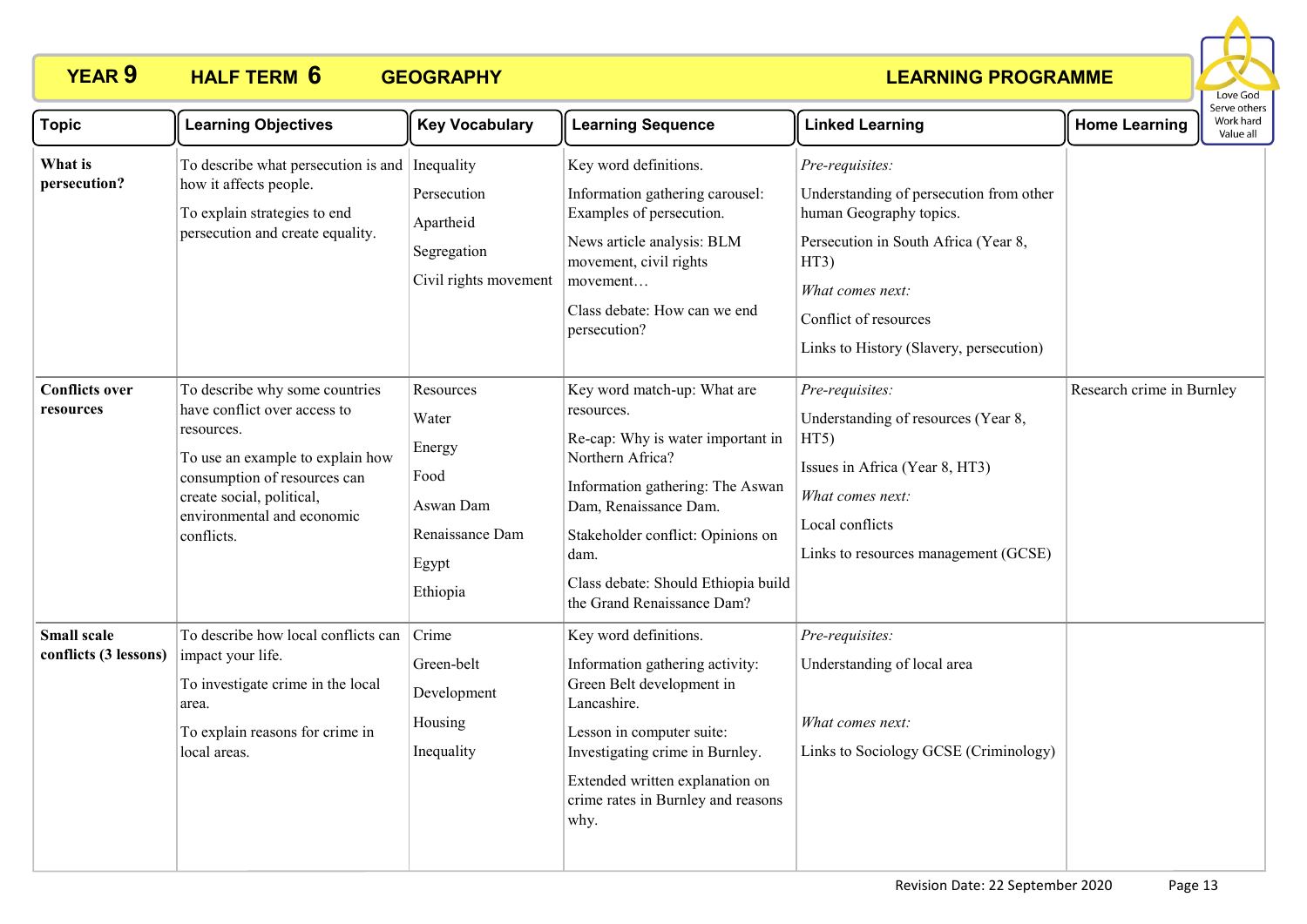**YEAR 9** **HALF TERM 6** **GEOGRAPHY** **LEARNING PROGRAMME**

Love God
Serve others
Work hard
Value all

| Topic | Learning Objectives | Key Vocabulary | Learning Sequence | Linked Learning | Home Learning |
|---|---|---|---|---|---|
| **What is persecution?** | To describe what persecution is and how it affects people.<br><br>To explain strategies to end persecution and create equality. | Inequality<br><br>Persecution<br><br>Apartheid<br><br>Segregation<br><br>Civil rights movement | Key word definitions.<br><br>Information gathering carousel: Examples of persecution.<br><br>News article analysis: BLM movement, civil rights movement…<br><br>Class debate: How can we end persecution? | *Pre-requisites:*<br><br>Understanding of persecution from other human Geography topics.<br><br>Persecution in South Africa (Year 8, HT3)<br><br>*What comes next:*<br><br>Conflict of resources<br><br>Links to History (Slavery, persecution) | |
| **Conflicts over resources** | To describe why some countries have conflict over access to resources.<br><br>To use an example to explain how consumption of resources can create social, political, environmental and economic conflicts. | Resources<br><br>Water<br><br>Energy<br><br>Food<br><br>Aswan Dam<br><br>Renaissance Dam<br><br>Egypt<br><br>Ethiopia | Key word match-up: What are resources.<br><br>Re-cap: Why is water important in Northern Africa?<br><br>Information gathering: The Aswan Dam, Renaissance Dam.<br><br>Stakeholder conflict: Opinions on dam.<br><br>Class debate: Should Ethiopia build the Grand Renaissance Dam? | *Pre-requisites:*<br><br>Understanding of resources (Year 8, HT5)<br><br>Issues in Africa (Year 8, HT3)<br><br>*What comes next:*<br><br>Local conflicts<br><br>Links to resources management (GCSE) | Research crime in Burnley |
| **Small scale conflicts (3 lessons)** | To describe how local conflicts can impact your life.<br><br>To investigate crime in the local area.<br><br>To explain reasons for crime in local areas. | Crime<br><br>Green-belt<br><br>Development<br><br>Housing<br><br>Inequality | Key word definitions.<br><br>Information gathering activity: Green Belt development in Lancashire.<br><br>Lesson in computer suite: Investigating crime in Burnley.<br><br>Extended written explanation on crime rates in Burnley and reasons why. | *Pre-requisites:*<br><br>Understanding of local area<br><br>*What comes next:*<br><br>Links to Sociology GCSE (Criminology) | |

Revision Date: 22 September 2020